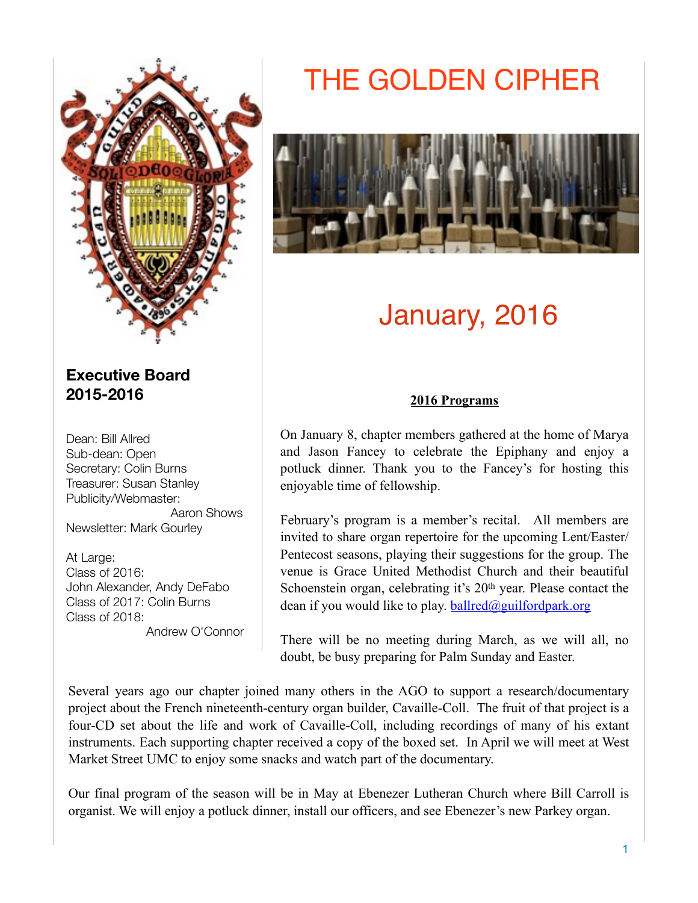# THE GOLDEN CIPHER

## January, 2016

### Executive Board 2015-2016

Dean: Bill Allred
Sub-dean: Open
Secretary: Colin Burns
Treasurer: Susan Stanley
Publicity/Webmaster: Aaron Shows
Newsletter: Mark Gourley

At Large:
Class of 2016: John Alexander, Andy DeFabo
Class of 2017: Colin Burns
Class of 2018: Andrew O'Connor

**2016 Programs**

On January 8, chapter members gathered at the home of Marya and Jason Fancey to celebrate the Epiphany and enjoy a potluck dinner. Thank you to the Fancey's for hosting this enjoyable time of fellowship.

February's program is a member's recital. All members are invited to share organ repertoire for the upcoming Lent/Easter/Pentecost seasons, playing their suggestions for the group. The venue is Grace United Methodist Church and their beautiful Schoenstein organ, celebrating it's 20th year. Please contact the dean if you would like to play. ballred@guilfordpark.org

There will be no meeting during March, as we will all, no doubt, be busy preparing for Palm Sunday and Easter.

Several years ago our chapter joined many others in the AGO to support a research/documentary project about the French nineteenth-century organ builder, Cavaille-Coll. The fruit of that project is a four-CD set about the life and work of Cavaille-Coll, including recordings of many of his extant instruments. Each supporting chapter received a copy of the boxed set. In April we will meet at West Market Street UMC to enjoy some snacks and watch part of the documentary.

Our final program of the season will be in May at Ebenezer Lutheran Church where Bill Carroll is organist. We will enjoy a potluck dinner, install our officers, and see Ebenezer's new Parkey organ.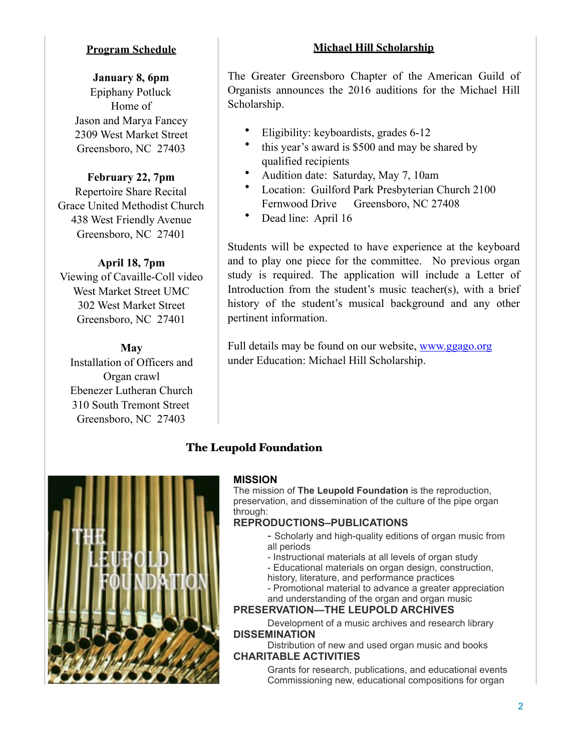## Program Schedule

**January 8, 6pm**
Epiphany Potluck
Home of
Jason and Marya Fancey
2309 West Market Street
Greensboro, NC 27403

**February 22, 7pm**
Repertoire Share Recital
Grace United Methodist Church
438 West Friendly Avenue
Greensboro, NC 27401

**April 18, 7pm**
Viewing of Cavaille-Coll video
West Market Street UMC
302 West Market Street
Greensboro, NC 27401

**May**
Installation of Officers and Organ crawl
Ebenezer Lutheran Church
310 South Tremont Street
Greensboro, NC 27403

## Michael Hill Scholarship

The Greater Greensboro Chapter of the American Guild of Organists announces the 2016 auditions for the Michael Hill Scholarship.

- Eligibility: keyboardists, grades 6-12
- this year's award is $500 and may be shared by qualified recipients
- Audition date: Saturday, May 7, 10am
- Location: Guilford Park Presbyterian Church 2100 Fernwood Drive Greensboro, NC 27408
- Dead line: April 16

Students will be expected to have experience at the keyboard and to play one piece for the committee. No previous organ study is required. The application will include a Letter of Introduction from the student's music teacher(s), with a brief history of the student's musical background and any other pertinent information.

Full details may be found on our website, www.ggago.org under Education: Michael Hill Scholarship.

## The Leupold Foundation

**MISSION**

The mission of **The Leupold Foundation** is the reproduction, preservation, and dissemination of the culture of the pipe organ through:

**REPRODUCTIONS–PUBLICATIONS**

- Scholarly and high-quality editions of organ music from all periods
- Instructional materials at all levels of organ study
- Educational materials on organ design, construction, history, literature, and performance practices
- Promotional material to advance a greater appreciation and understanding of the organ and organ music

**PRESERVATION—THE LEUPOLD ARCHIVES**

Development of a music archives and research library

**DISSEMINATION**

Distribution of new and used organ music and books

**CHARITABLE ACTIVITIES**

Grants for research, publications, and educational events
Commissioning new, educational compositions for organ